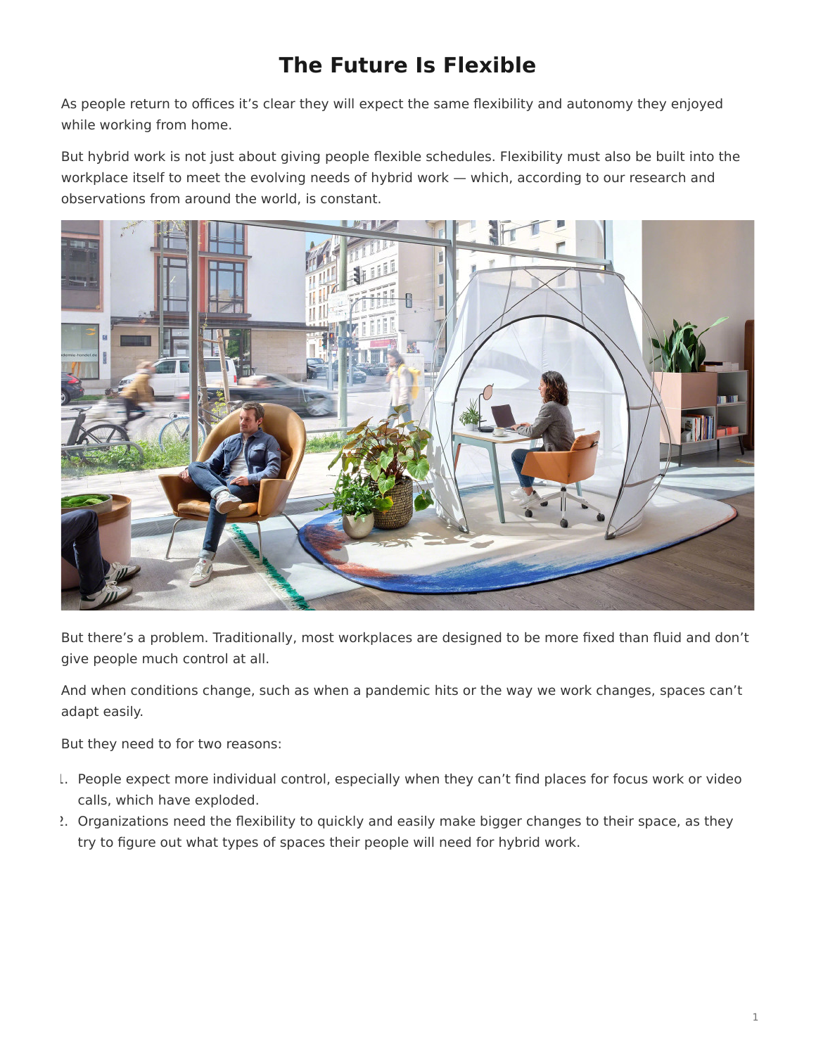# The Future Is Flexible

As people return to offices it's clear they will expect the same flexibility and autonomy they enjoyed while working from home.

But hybrid work is not just about giving people flexible schedules. Flexibility must also be built into the workplace itself to meet the evolving needs of hybrid work — which, according to our research and observations from around the world, is constant.

But there's a problem. Traditionally, most workplaces are designed to be more fixed than fluid and don't give people much control at all.

And when conditions change, such as when a pandemic hits or the way we work changes, spaces can't adapt easily.

But they need to for two reasons:

1. People expect more individual control, especially when they can't find places for focus work or video calls, which have exploded.
2. Organizations need the flexibility to quickly and easily make bigger changes to their space, as they try to figure out what types of spaces their people will need for hybrid work.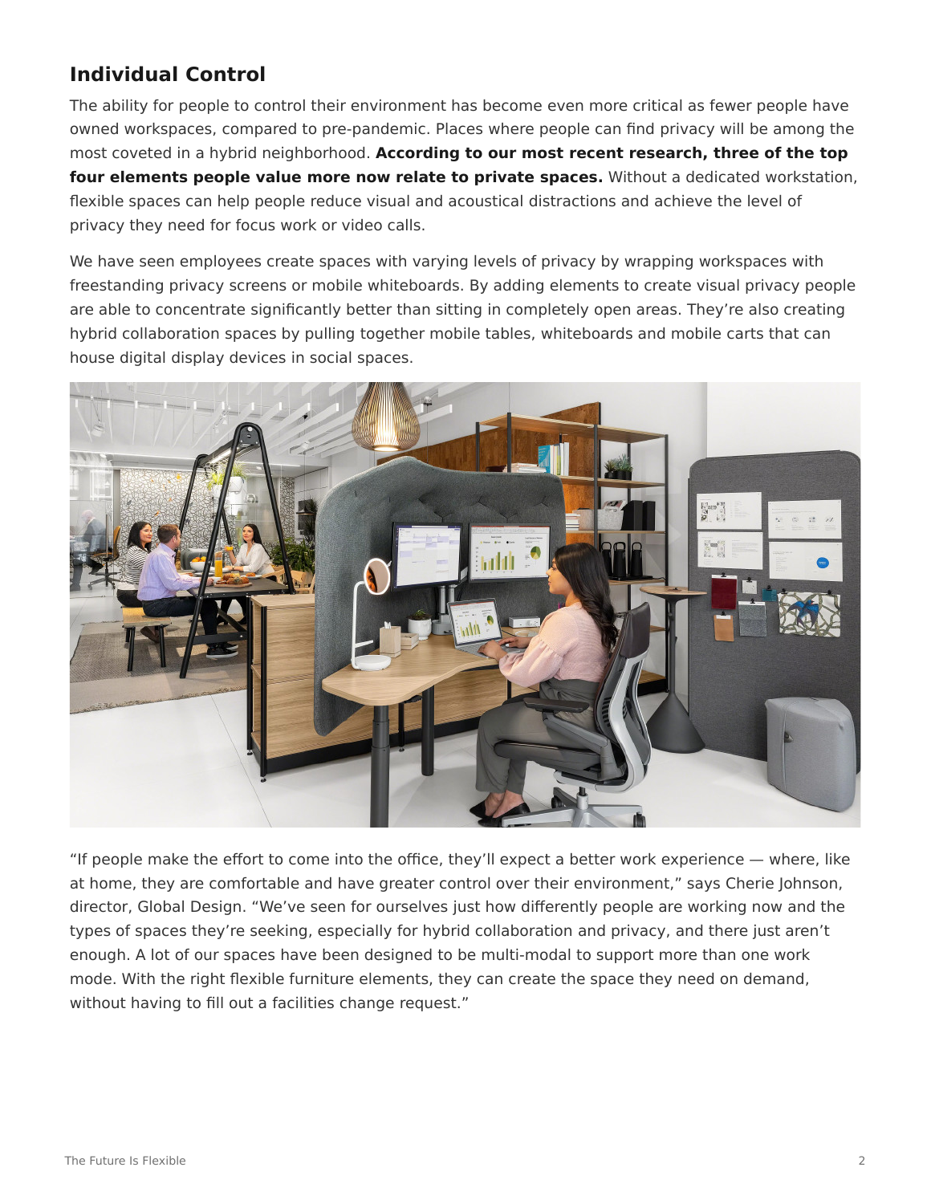## Individual Control

The ability for people to control their environment has become even more critical as fewer people have owned workspaces, compared to pre-pandemic. Places where people can find privacy will be among the most coveted in a hybrid neighborhood. **According to our most recent research, three of the top four elements people value more now relate to private spaces.** Without a dedicated workstation, flexible spaces can help people reduce visual and acoustical distractions and achieve the level of privacy they need for focus work or video calls.

We have seen employees create spaces with varying levels of privacy by wrapping workspaces with freestanding privacy screens or mobile whiteboards. By adding elements to create visual privacy people are able to concentrate significantly better than sitting in completely open areas. They're also creating hybrid collaboration spaces by pulling together mobile tables, whiteboards and mobile carts that can house digital display devices in social spaces.

"If people make the effort to come into the office, they'll expect a better work experience — where, like at home, they are comfortable and have greater control over their environment," says Cherie Johnson, director, Global Design. "We've seen for ourselves just how differently people are working now and the types of spaces they're seeking, especially for hybrid collaboration and privacy, and there just aren't enough. A lot of our spaces have been designed to be multi-modal to support more than one work mode. With the right flexible furniture elements, they can create the space they need on demand, without having to fill out a facilities change request."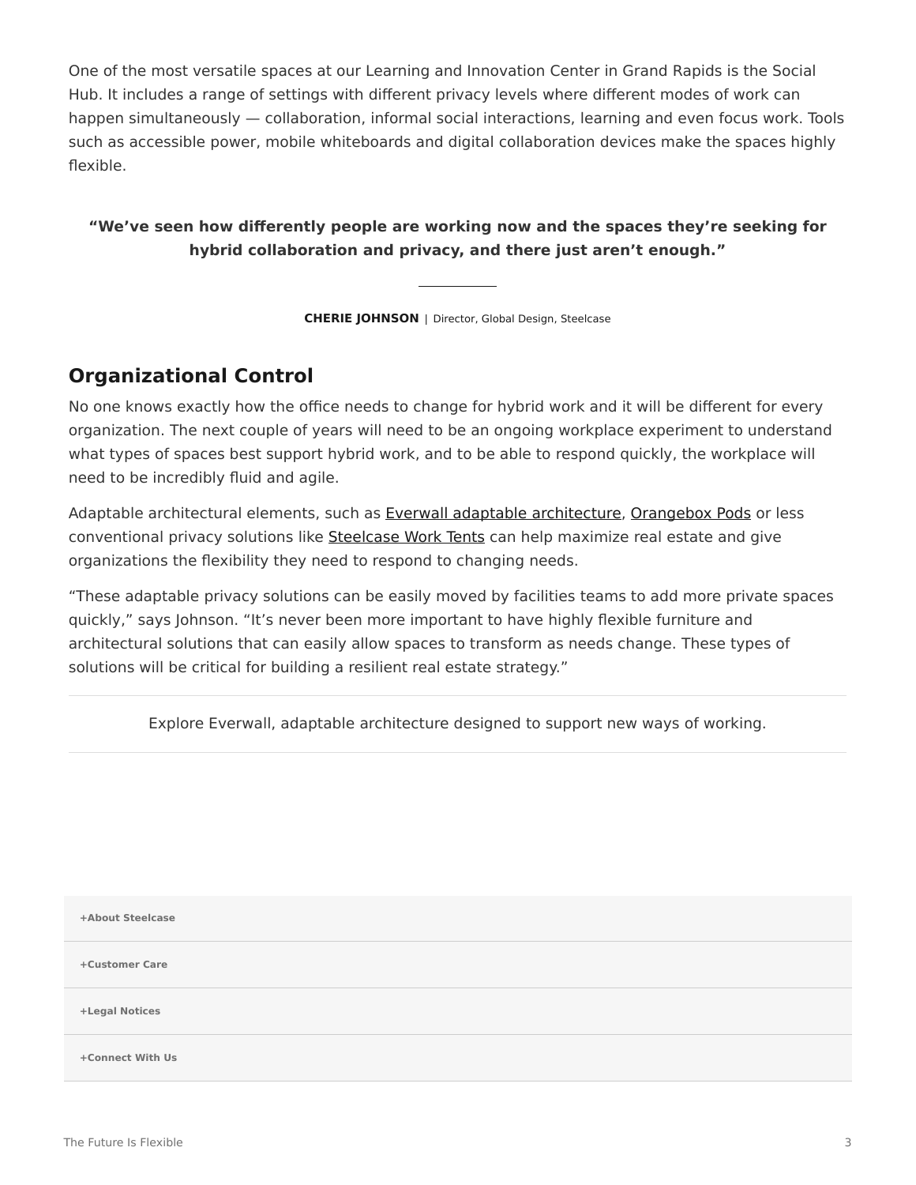One of the most versatile spaces at our Learning and Innovation Center in Grand Rapids is the Social Hub. It includes a range of settings with different privacy levels where different modes of work can happen simultaneously — collaboration, informal social interactions, learning and even focus work. Tools such as accessible power, mobile whiteboards and digital collaboration devices make the spaces highly flexible.

> **“We’ve seen how differently people are working now and the spaces they’re seeking for hybrid collaboration and privacy, and there just aren’t enough.”**
>
> **CHERIE JOHNSON** | Director, Global Design, Steelcase

## Organizational Control

No one knows exactly how the office needs to change for hybrid work and it will be different for every organization. The next couple of years will need to be an ongoing workplace experiment to understand what types of spaces best support hybrid work, and to be able to respond quickly, the workplace will need to be incredibly fluid and agile.

Adaptable architectural elements, such as Everwall adaptable architecture, Orangebox Pods or less conventional privacy solutions like Steelcase Work Tents can help maximize real estate and give organizations the flexibility they need to respond to changing needs.

“These adaptable privacy solutions can be easily moved by facilities teams to add more private spaces quickly,” says Johnson. “It’s never been more important to have highly flexible furniture and architectural solutions that can easily allow spaces to transform as needs change. These types of solutions will be critical for building a resilient real estate strategy.”

Explore Everwall, adaptable architecture designed to support new ways of working.

+About Steelcase

+Customer Care

+Legal Notices

+Connect With Us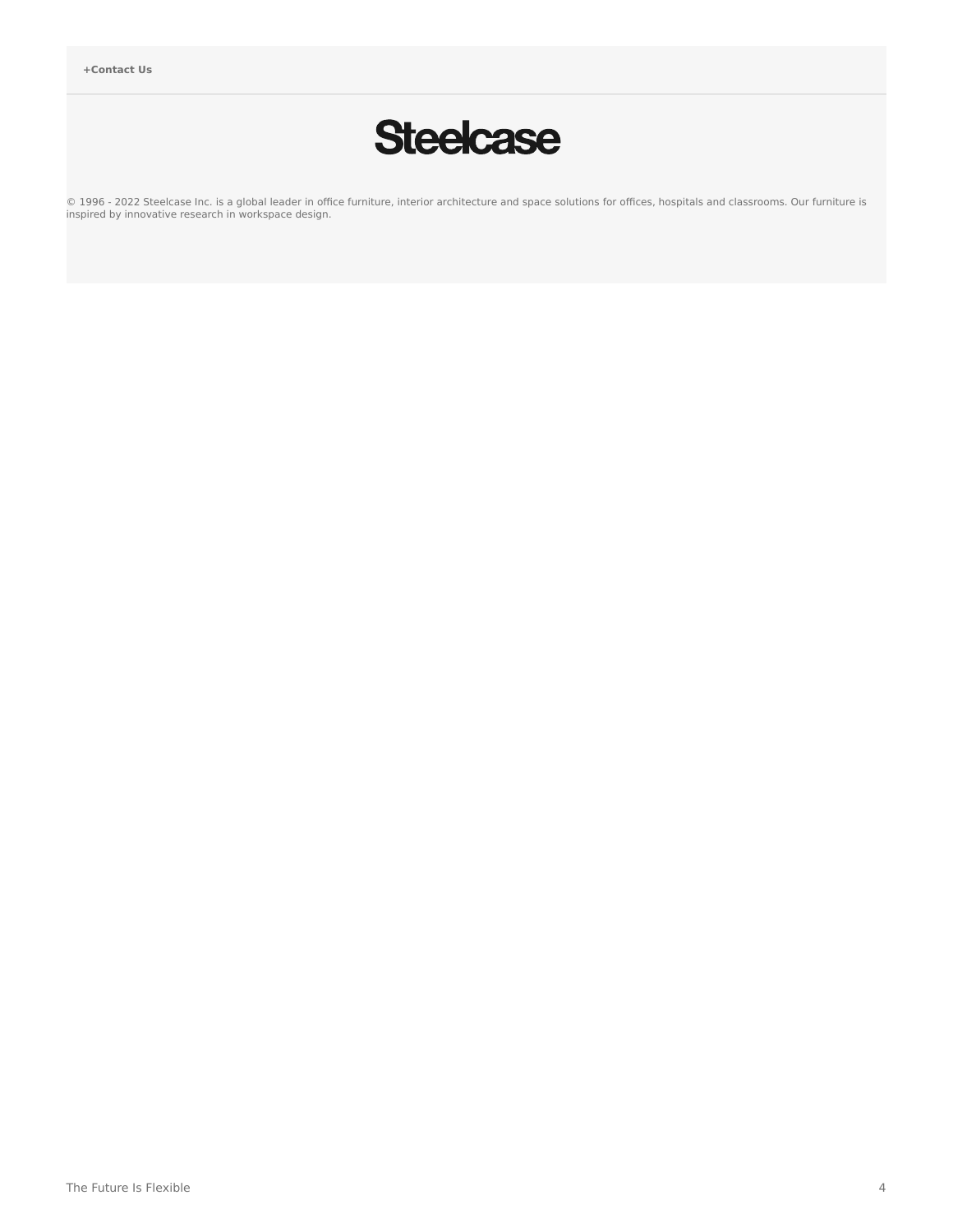**+Contact Us**

Steelcase

© 1996 - 2022 Steelcase Inc. is a global leader in office furniture, interior architecture and space solutions for offices, hospitals and classrooms. Our furniture is inspired by innovative research in workspace design.